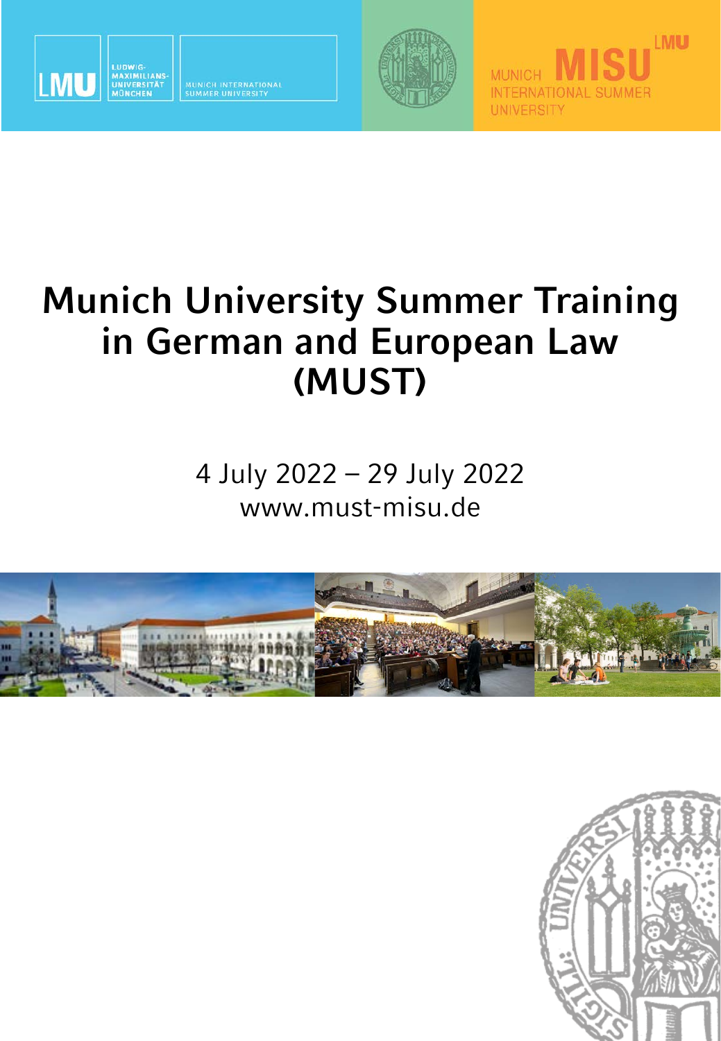# Munich University Summer Training in German and European Law (MUST)

4 July 2022 – 29 July 2022

www.must-misu.de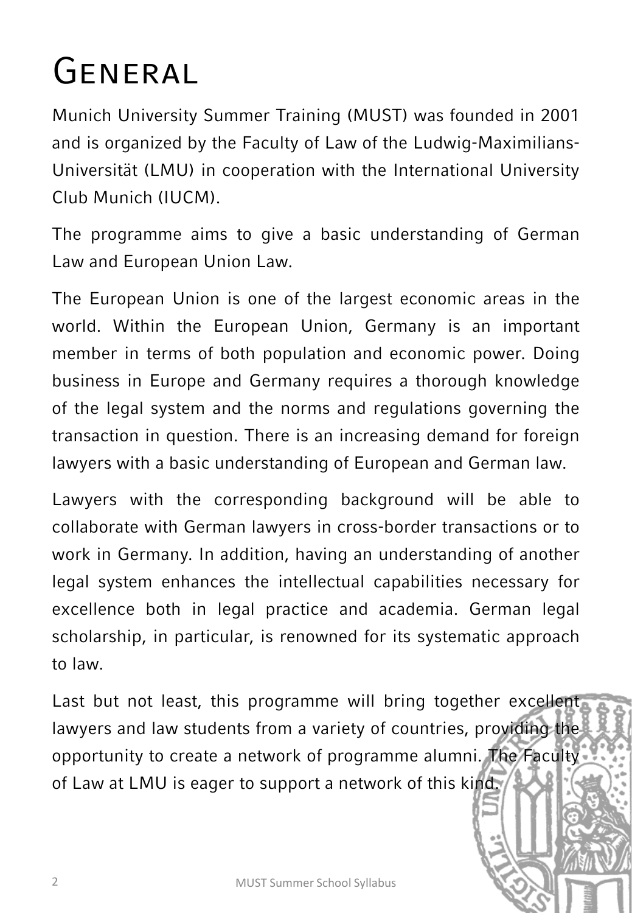# General

Munich University Summer Training (MUST) was founded in 2001 and is organized by the Faculty of Law of the Ludwig-Maximilians-Universität (LMU) in cooperation with the International University Club Munich (IUCM).

The programme aims to give a basic understanding of German Law and European Union Law.

The European Union is one of the largest economic areas in the world. Within the European Union, Germany is an important member in terms of both population and economic power. Doing business in Europe and Germany requires a thorough knowledge of the legal system and the norms and regulations governing the transaction in question. There is an increasing demand for foreign lawyers with a basic understanding of European and German law.

Lawyers with the corresponding background will be able to collaborate with German lawyers in cross-border transactions or to work in Germany. In addition, having an understanding of another legal system enhances the intellectual capabilities necessary for excellence both in legal practice and academia. German legal scholarship, in particular, is renowned for its systematic approach to law.

Last but not least, this programme will bring together excellent lawyers and law students from a variety of countries, providing the opportunity to create a network of programme alumni. The Faculty of Law at LMU is eager to support a network of this kind.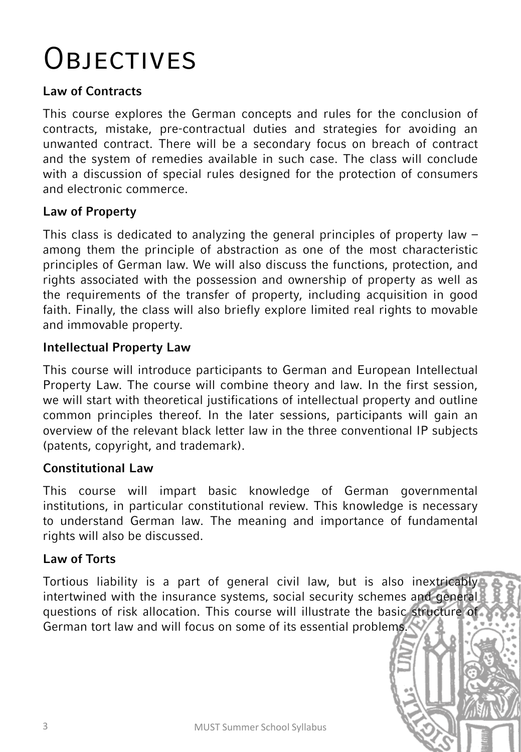# Objectives

### Law of Contracts

This course explores the German concepts and rules for the conclusion of contracts, mistake, pre-contractual duties and strategies for avoiding an unwanted contract. There will be a secondary focus on breach of contract and the system of remedies available in such case. The class will conclude with a discussion of special rules designed for the protection of consumers and electronic commerce.

### Law of Property

This class is dedicated to analyzing the general principles of property law – among them the principle of abstraction as one of the most characteristic principles of German law. We will also discuss the functions, protection, and rights associated with the possession and ownership of property as well as the requirements of the transfer of property, including acquisition in good faith. Finally, the class will also briefly explore limited real rights to movable and immovable property.

### Intellectual Property Law

This course will introduce participants to German and European Intellectual Property Law. The course will combine theory and law. In the first session, we will start with theoretical justifications of intellectual property and outline common principles thereof. In the later sessions, participants will gain an overview of the relevant black letter law in the three conventional IP subjects (patents, copyright, and trademark).

### Constitutional Law

This course will impart basic knowledge of German governmental institutions, in particular constitutional review. This knowledge is necessary to understand German law. The meaning and importance of fundamental rights will also be discussed.

### Law of Torts

Tortious liability is a part of general civil law, but is also inextricably intertwined with the insurance systems, social security schemes and general questions of risk allocation. This course will illustrate the basic structure of German tort law and will focus on some of its essential problems.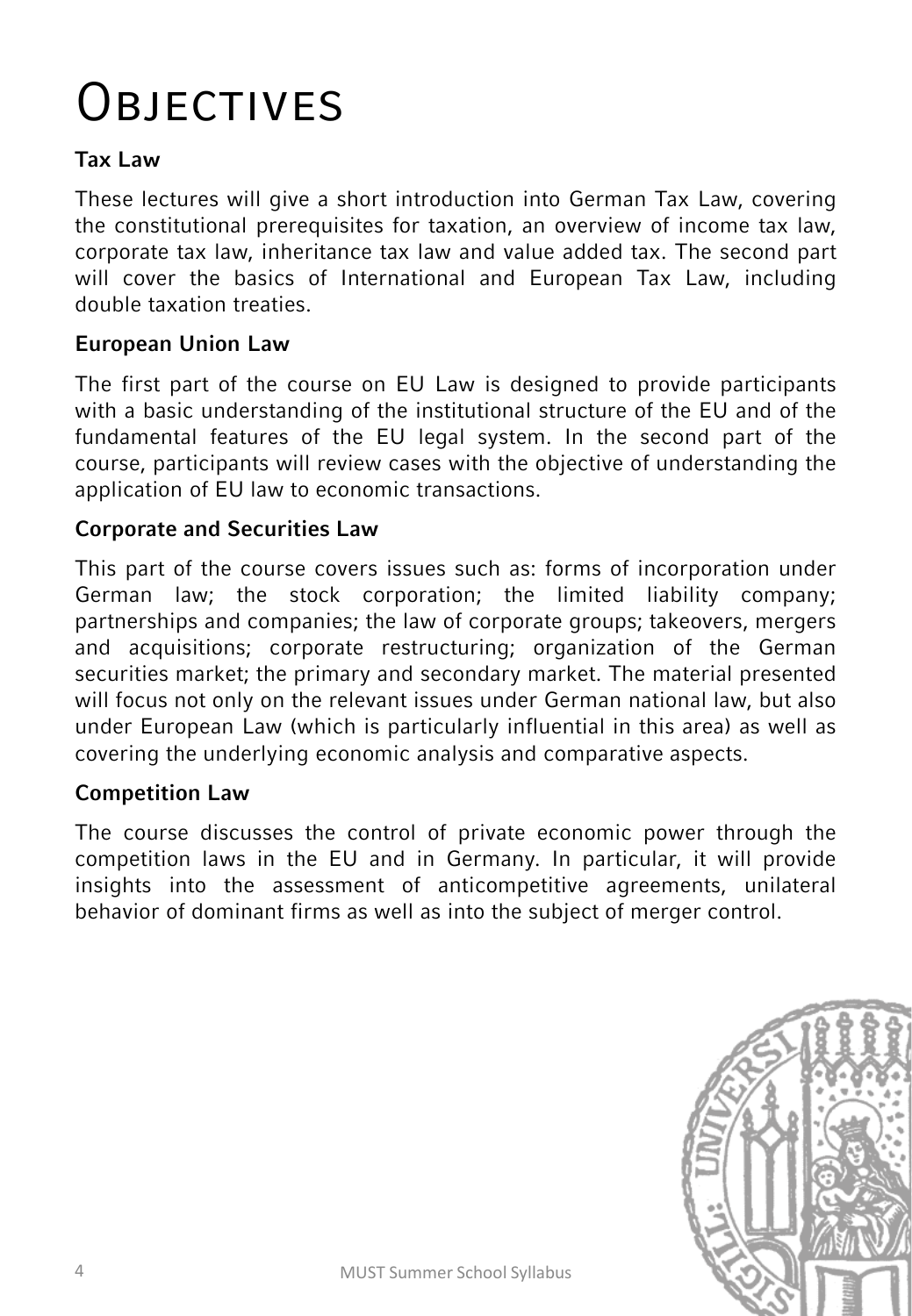# Objectives

## Tax Law

These lectures will give a short introduction into German Tax Law, covering the constitutional prerequisites for taxation, an overview of income tax law, corporate tax law, inheritance tax law and value added tax. The second part will cover the basics of International and European Tax Law, including double taxation treaties.

## European Union Law

The first part of the course on EU Law is designed to provide participants with a basic understanding of the institutional structure of the EU and of the fundamental features of the EU legal system. In the second part of the course, participants will review cases with the objective of understanding the application of EU law to economic transactions.

## Corporate and Securities Law

This part of the course covers issues such as: forms of incorporation under German law; the stock corporation; the limited liability company; partnerships and companies; the law of corporate groups; takeovers, mergers and acquisitions; corporate restructuring; organization of the German securities market; the primary and secondary market. The material presented will focus not only on the relevant issues under German national law, but also under European Law (which is particularly influential in this area) as well as covering the underlying economic analysis and comparative aspects.

## Competition Law

The course discusses the control of private economic power through the competition laws in the EU and in Germany. In particular, it will provide insights into the assessment of anticompetitive agreements, unilateral behavior of dominant firms as well as into the subject of merger control.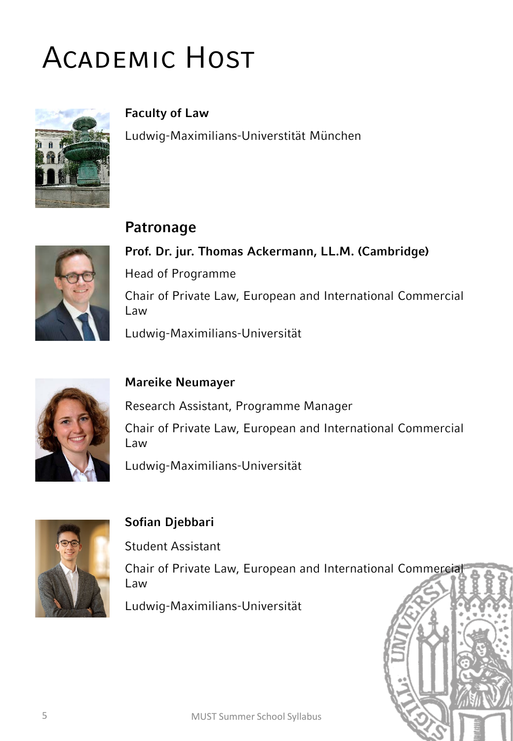# Academic Host

**Faculty of Law**

Ludwig-Maximilians-Universtität München

## Patronage

**Prof. Dr. jur. Thomas Ackermann, LL.M. (Cambridge)**

Head of Programme

Chair of Private Law, European and International Commercial Law

Ludwig-Maximilians-Universität

**Mareike Neumayer**

Research Assistant, Programme Manager

Chair of Private Law, European and International Commercial Law

Ludwig-Maximilians-Universität

**Sofian Djebbari**

Student Assistant

Chair of Private Law, European and International Commercial Law

Ludwig-Maximilians-Universität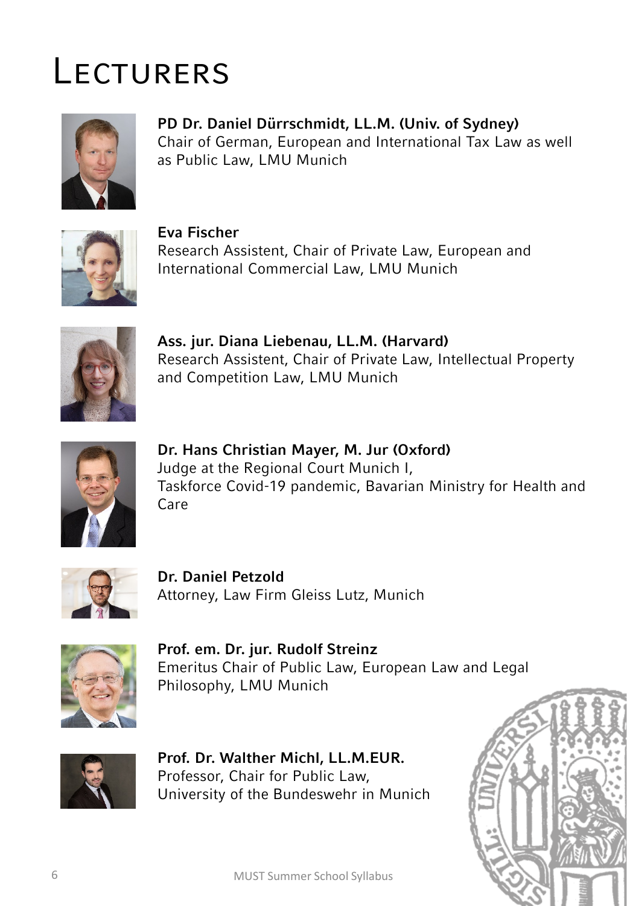# Lecturers

**PD Dr. Daniel Dürrschmidt, LL.M. (Univ. of Sydney)**
Chair of German, European and International Tax Law as well as Public Law, LMU Munich

**Eva Fischer**
Research Assistent, Chair of Private Law, European and International Commercial Law, LMU Munich

**Ass. jur. Diana Liebenau, LL.M. (Harvard)**
Research Assistent, Chair of Private Law, Intellectual Property and Competition Law, LMU Munich

**Dr. Hans Christian Mayer, M. Jur (Oxford)**
Judge at the Regional Court Munich I,
Taskforce Covid-19 pandemic, Bavarian Ministry for Health and Care

**Dr. Daniel Petzold**
Attorney, Law Firm Gleiss Lutz, Munich

**Prof. em. Dr. jur. Rudolf Streinz**
Emeritus Chair of Public Law, European Law and Legal Philosophy, LMU Munich

**Prof. Dr. Walther Michl, LL.M.EUR.**
Professor, Chair for Public Law,
University of the Bundeswehr in Munich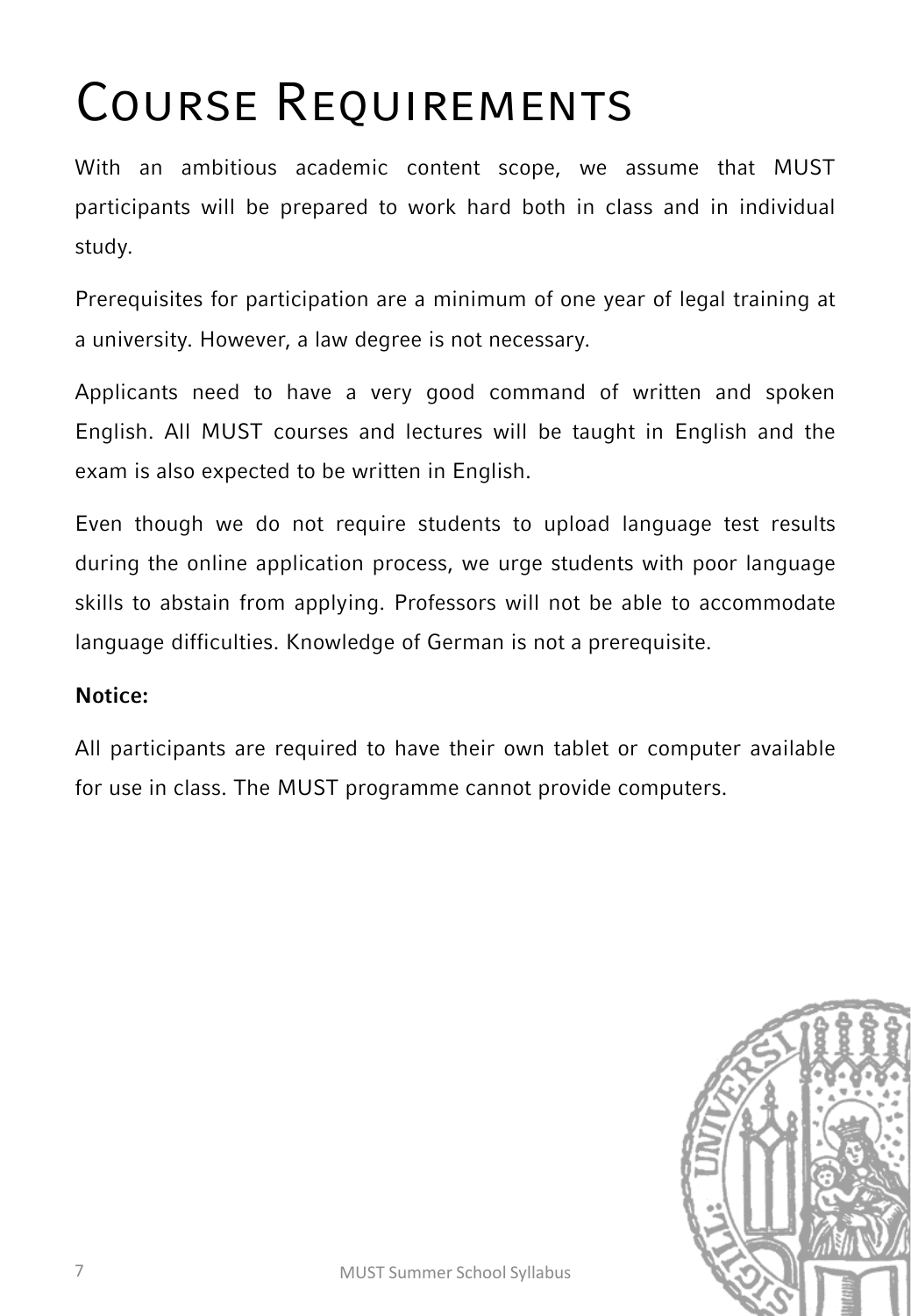# Course Requirements

With an ambitious academic content scope, we assume that MUST participants will be prepared to work hard both in class and in individual study.

Prerequisites for participation are a minimum of one year of legal training at a university. However, a law degree is not necessary.

Applicants need to have a very good command of written and spoken English. All MUST courses and lectures will be taught in English and the exam is also expected to be written in English.

Even though we do not require students to upload language test results during the online application process, we urge students with poor language skills to abstain from applying. Professors will not be able to accommodate language difficulties. Knowledge of German is not a prerequisite.

**Notice:**

All participants are required to have their own tablet or computer available for use in class. The MUST programme cannot provide computers.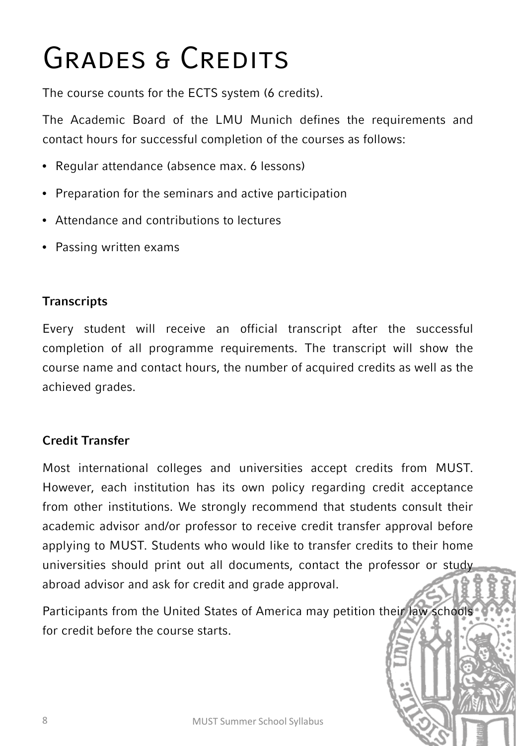# Grades & Credits

The course counts for the ECTS system (6 credits).

The Academic Board of the LMU Munich defines the requirements and contact hours for successful completion of the courses as follows:

- Regular attendance (absence max. 6 lessons)
- Preparation for the seminars and active participation
- Attendance and contributions to lectures
- Passing written exams

## Transcripts

Every student will receive an official transcript after the successful completion of all programme requirements. The transcript will show the course name and contact hours, the number of acquired credits as well as the achieved grades.

## Credit Transfer

Most international colleges and universities accept credits from MUST. However, each institution has its own policy regarding credit acceptance from other institutions. We strongly recommend that students consult their academic advisor and/or professor to receive credit transfer approval before applying to MUST. Students who would like to transfer credits to their home universities should print out all documents, contact the professor or study abroad advisor and ask for credit and grade approval.

Participants from the United States of America may petition their law schools for credit before the course starts.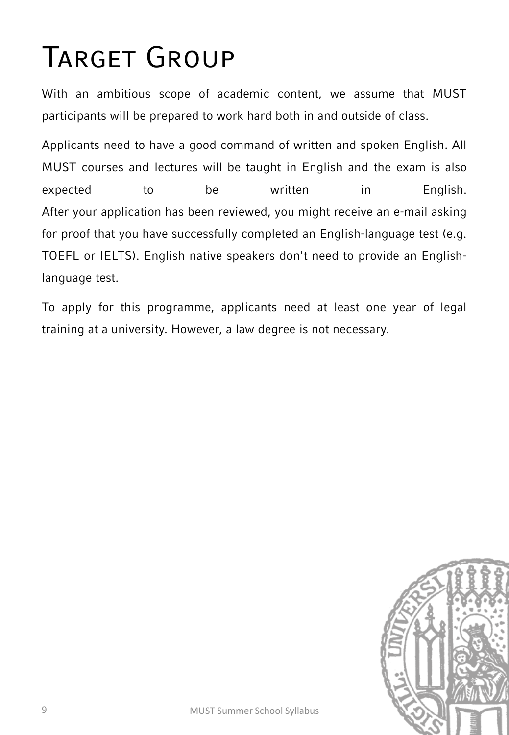# Target Group

With an ambitious scope of academic content, we assume that MUST participants will be prepared to work hard both in and outside of class.

Applicants need to have a good command of written and spoken English. All MUST courses and lectures will be taught in English and the exam is also expected to be written in English.
After your application has been reviewed, you might receive an e-mail asking for proof that you have successfully completed an English-language test (e.g. TOEFL or IELTS). English native speakers don't need to provide an English-language test.

To apply for this programme, applicants need at least one year of legal training at a university. However, a law degree is not necessary.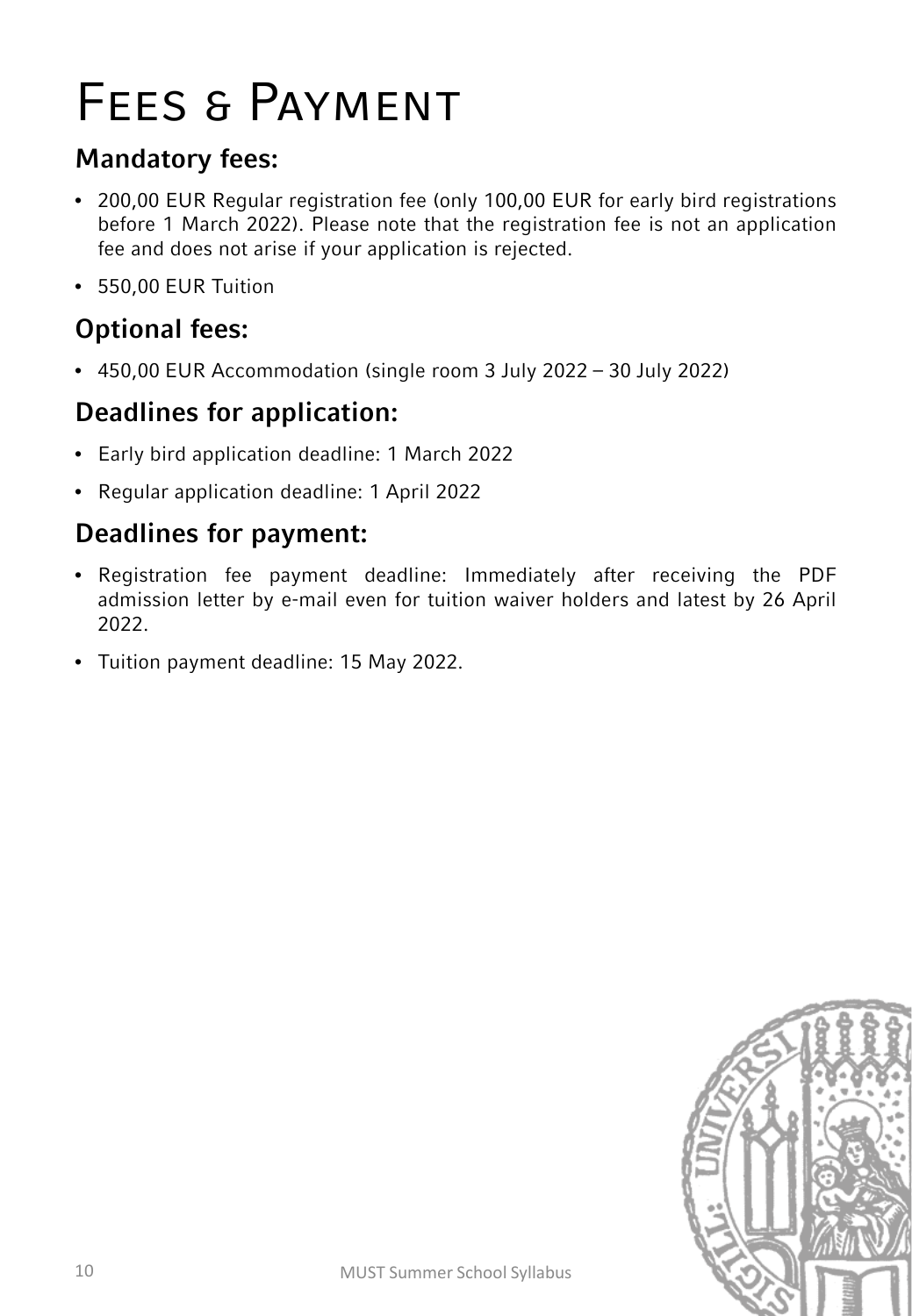# Fees & Payment

## Mandatory fees:

- 200,00 EUR Regular registration fee (only 100,00 EUR for early bird registrations before 1 March 2022). Please note that the registration fee is not an application fee and does not arise if your application is rejected.
- 550,00 EUR Tuition

## Optional fees:

- 450,00 EUR Accommodation (single room 3 July 2022 – 30 July 2022)

## Deadlines for application:

- Early bird application deadline: 1 March 2022
- Regular application deadline: 1 April 2022

## Deadlines for payment:

- Registration fee payment deadline: Immediately after receiving the PDF admission letter by e-mail even for tuition waiver holders and latest by 26 April 2022.
- Tuition payment deadline: 15 May 2022.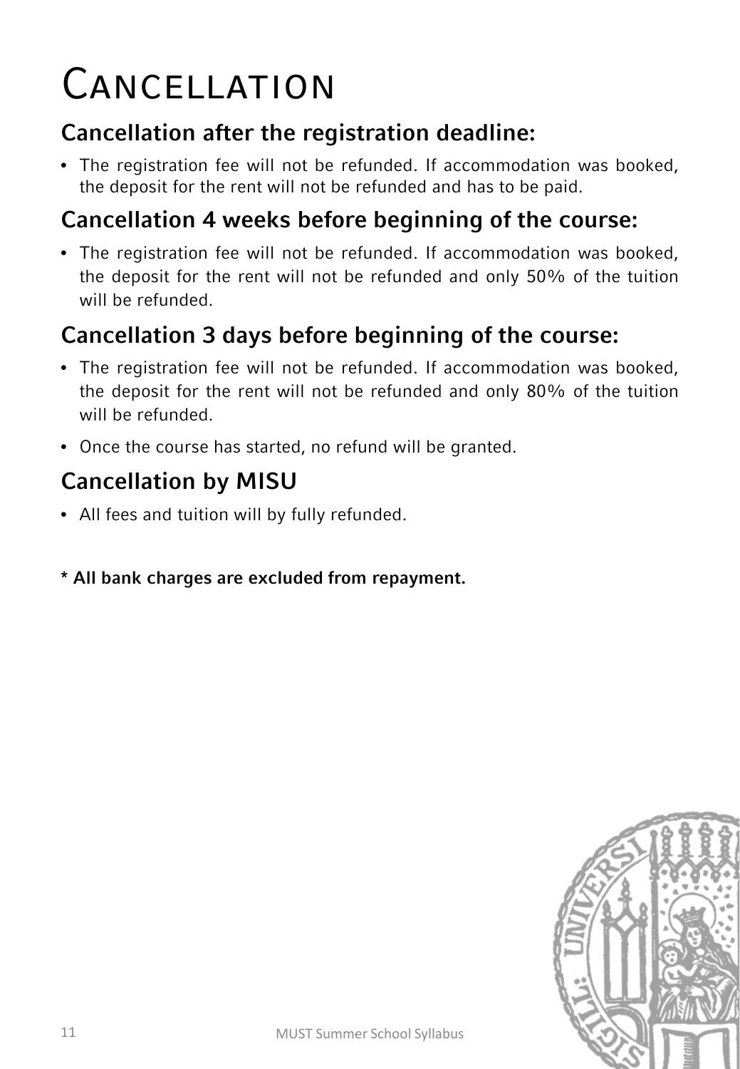# Cancellation

## Cancellation after the registration deadline:

- The registration fee will not be refunded. If accommodation was booked, the deposit for the rent will not be refunded and has to be paid.

## Cancellation 4 weeks before beginning of the course:

- The registration fee will not be refunded. If accommodation was booked, the deposit for the rent will not be refunded and only 50% of the tuition will be refunded.

## Cancellation 3 days before beginning of the course:

- The registration fee will not be refunded. If accommodation was booked, the deposit for the rent will not be refunded and only 80% of the tuition will be refunded.
- Once the course has started, no refund will be granted.

## Cancellation by MISU

- All fees and tuition will by fully refunded.

**\* All bank charges are excluded from repayment.**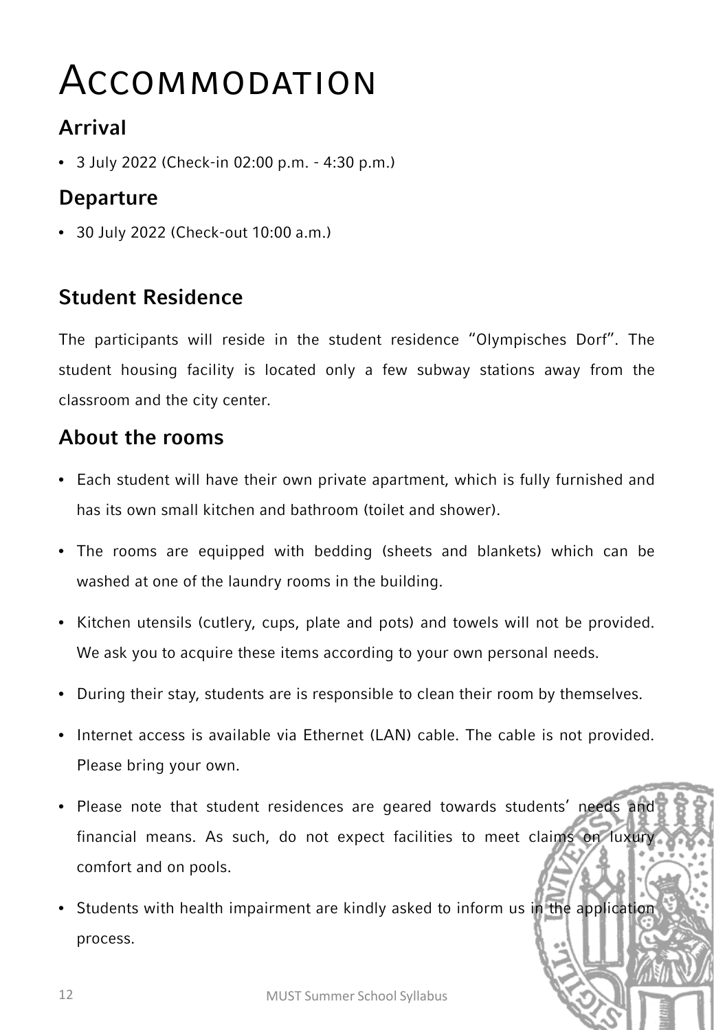# Accommodation

## Arrival

- 3 July 2022 (Check-in 02:00 p.m. - 4:30 p.m.)

## Departure

- 30 July 2022 (Check-out 10:00 a.m.)

## Student Residence

The participants will reside in the student residence "Olympisches Dorf". The student housing facility is located only a few subway stations away from the classroom and the city center.

## About the rooms

- Each student will have their own private apartment, which is fully furnished and has its own small kitchen and bathroom (toilet and shower).
- The rooms are equipped with bedding (sheets and blankets) which can be washed at one of the laundry rooms in the building.
- Kitchen utensils (cutlery, cups, plate and pots) and towels will not be provided. We ask you to acquire these items according to your own personal needs.
- During their stay, students are is responsible to clean their room by themselves.
- Internet access is available via Ethernet (LAN) cable. The cable is not provided. Please bring your own.
- Please note that student residences are geared towards students' needs and financial means. As such, do not expect facilities to meet claims on luxury comfort and on pools.
- Students with health impairment are kindly asked to inform us in the application process.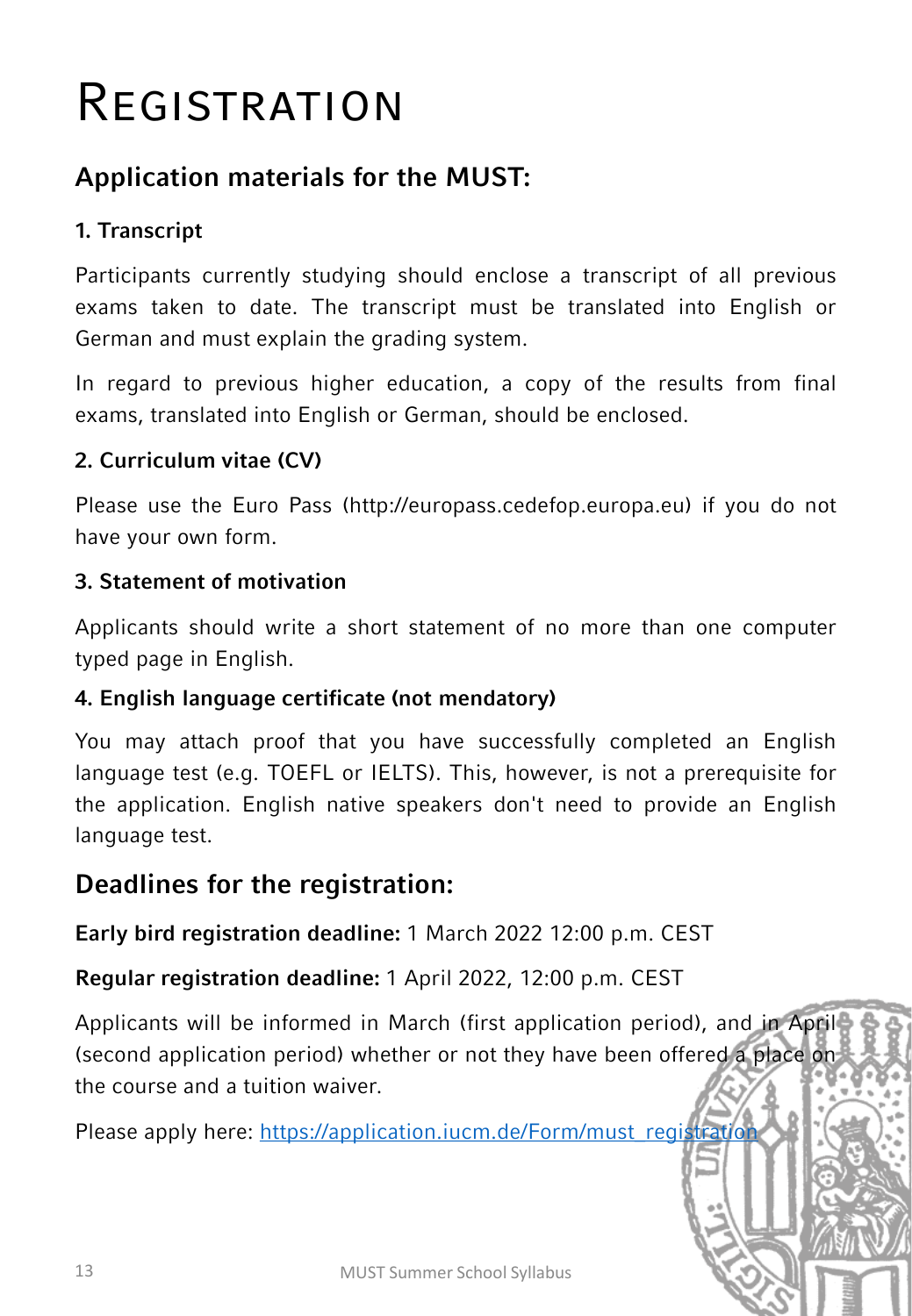# Registration

## Application materials for the MUST:

### 1. Transcript

Participants currently studying should enclose a transcript of all previous exams taken to date. The transcript must be translated into English or German and must explain the grading system.

In regard to previous higher education, a copy of the results from final exams, translated into English or German, should be enclosed.

### 2. Curriculum vitae (CV)

Please use the Euro Pass (http://europass.cedefop.europa.eu) if you do not have your own form.

### 3. Statement of motivation

Applicants should write a short statement of no more than one computer typed page in English.

### 4. English language certificate (not mendatory)

You may attach proof that you have successfully completed an English language test (e.g. TOEFL or IELTS). This, however, is not a prerequisite for the application. English native speakers don't need to provide an English language test.

## Deadlines for the registration:

**Early bird registration deadline:** 1 March 2022 12:00 p.m. CEST

**Regular registration deadline:** 1 April 2022, 12:00 p.m. CEST

Applicants will be informed in March (first application period), and in April (second application period) whether or not they have been offered a place on the course and a tuition waiver.

Please apply here: https://application.iucm.de/Form/must_registration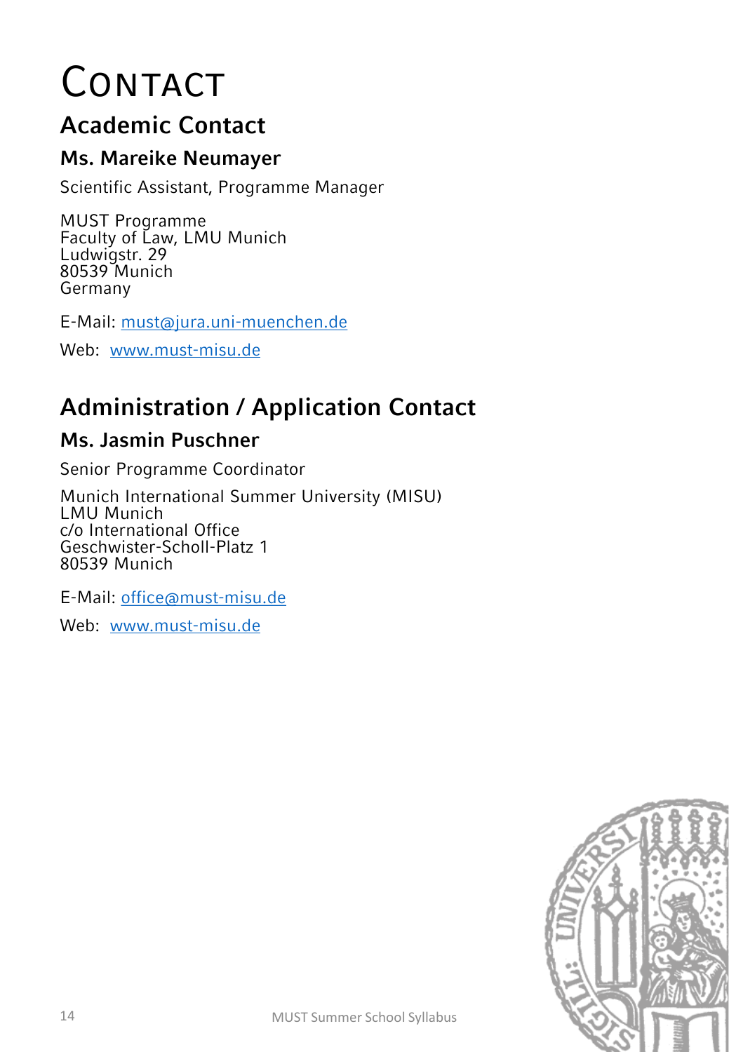# Contact

## Academic Contact

### Ms. Mareike Neumayer

Scientific Assistant, Programme Manager

MUST Programme
Faculty of Law, LMU Munich
Ludwigstr. 29
80539 Munich
Germany

E-Mail: must@jura.uni-muenchen.de

Web: www.must-misu.de

## Administration / Application Contact

### Ms. Jasmin Puschner

Senior Programme Coordinator

Munich International Summer University (MISU)
LMU Munich
c/o International Office
Geschwister-Scholl-Platz 1
80539 Munich

E-Mail: office@must-misu.de

Web: www.must-misu.de